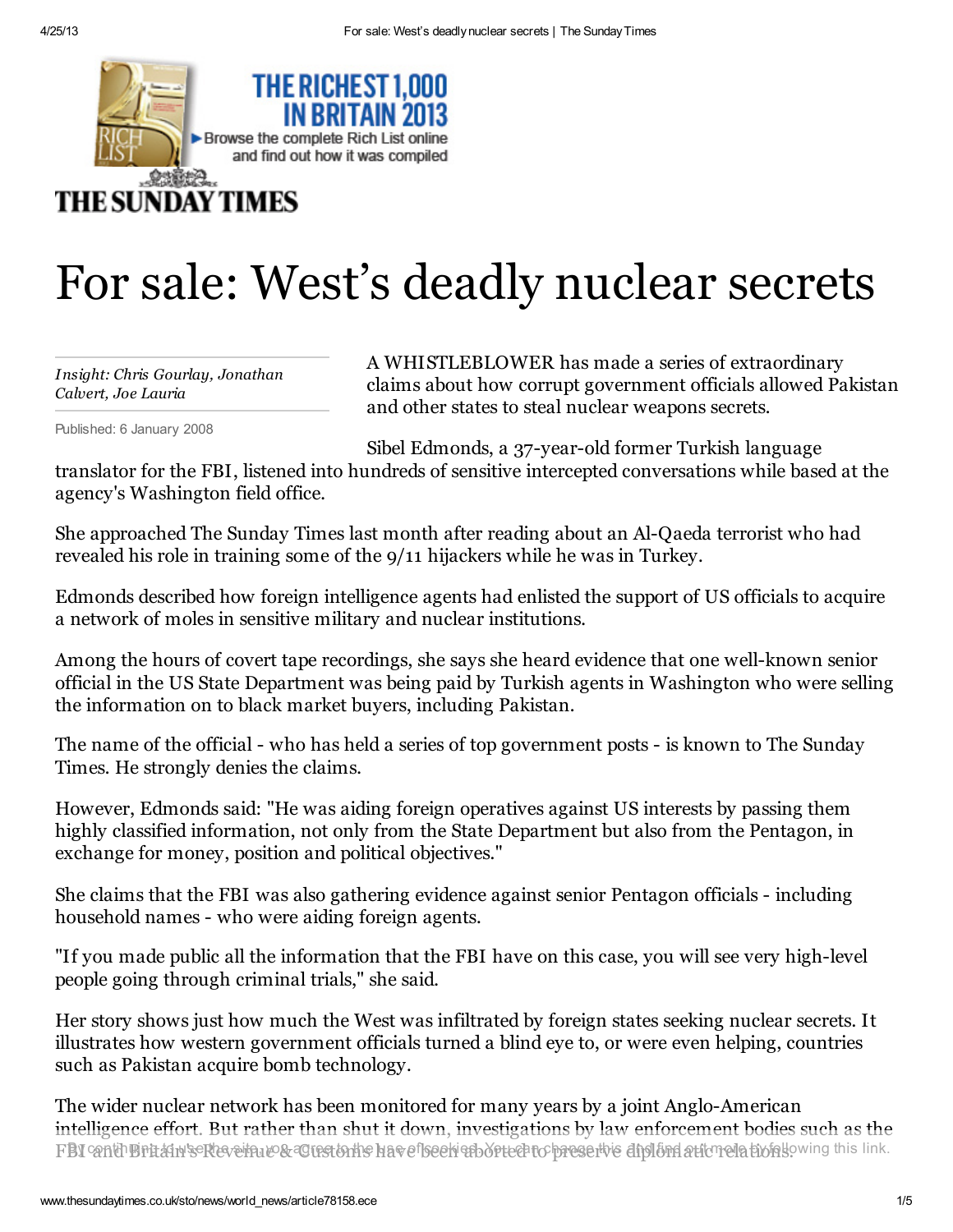THE SUNDAY TIMES

# For sale: West's deadly nuclear secrets

*Insight: Chris Gourlay, Jonathan Calvert, Joe Lauria*

Published: 6 January 2008

A WHISTLEBLOWER has made a series of extraordinary claims about how corrupt government officials allowed Pakistan and other states to steal nuclear weapons secrets.

Sibel Edmonds, a 37-year-old former Turkish language translator for the FBI, listened into hundreds of sensitive intercepted conversations while based at the agency's Washington field office.

She approached The Sunday Times last month after reading about an Al-Qaeda terrorist who had revealed his role in training some of the 9/11 hijackers while he was in Turkey.

Edmonds described how foreign intelligence agents had enlisted the support of US officials to acquire a network of moles in sensitive military and nuclear institutions.

Among the hours of covert tape recordings, she says she heard evidence that one well-known senior official in the US State Department was being paid by Turkish agents in Washington who were selling the information on to black market buyers, including Pakistan.

The name of the official - who has held a series of top government posts - is known to The Sunday Times. He strongly denies the claims.

However, Edmonds said: "He was aiding foreign operatives against US interests by passing them highly classified information, not only from the State Department but also from the Pentagon, in exchange for money, position and political objectives."

She claims that the FBI was also gathering evidence against senior Pentagon officials - including household names - who were aiding foreign agents.

"If you made public all the information that the FBI have on this case, you will see very high-level people going through criminal trials," she said.

Her story shows just how much the West was infiltrated by foreign states seeking nuclear secrets. It illustrates how western government officials turned a blind eye to, or were even helping, countries such as Pakistan acquire bomb technology.

The wider nuclear network has been monitored for many years by a joint Anglo-American intelligence effort. But rather than shut it down, investigations by law enforcement bodies such as the FBI and Britain's Revenue & Customs have been aborted to preserve diplomatic relations.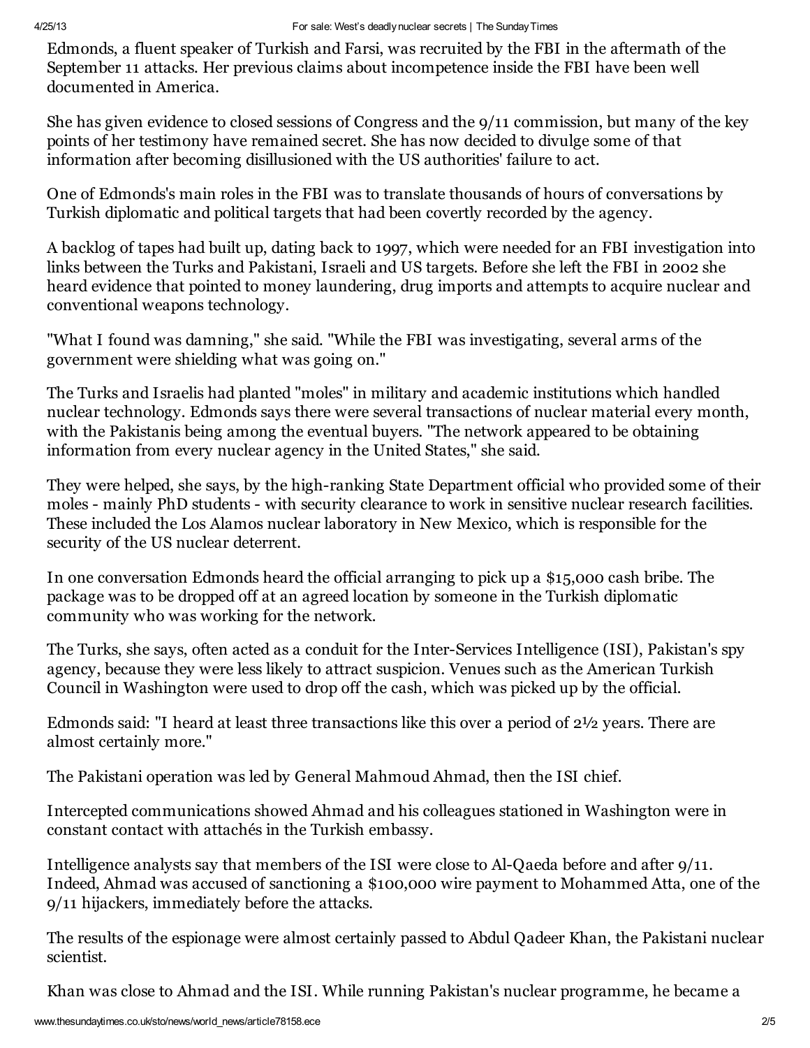Edmonds, a fluent speaker of Turkish and Farsi, was recruited by the FBI in the aftermath of the September 11 attacks. Her previous claims about incompetence inside the FBI have been well documented in America.

She has given evidence to closed sessions of Congress and the 9/11 commission, but many of the key points of her testimony have remained secret. She has now decided to divulge some of that information after becoming disillusioned with the US authorities' failure to act.

One of Edmonds's main roles in the FBI was to translate thousands of hours of conversations by Turkish diplomatic and political targets that had been covertly recorded by the agency.

A backlog of tapes had built up, dating back to 1997, which were needed for an FBI investigation into links between the Turks and Pakistani, Israeli and US targets. Before she left the FBI in 2002 she heard evidence that pointed to money laundering, drug imports and attempts to acquire nuclear and conventional weapons technology.

"What I found was damning," she said. "While the FBI was investigating, several arms of the government were shielding what was going on."

The Turks and Israelis had planted "moles" in military and academic institutions which handled nuclear technology. Edmonds says there were several transactions of nuclear material every month, with the Pakistanis being among the eventual buyers. "The network appeared to be obtaining information from every nuclear agency in the United States," she said.

They were helped, she says, by the high-ranking State Department official who provided some of their moles - mainly PhD students - with security clearance to work in sensitive nuclear research facilities. These included the Los Alamos nuclear laboratory in New Mexico, which is responsible for the security of the US nuclear deterrent.

In one conversation Edmonds heard the official arranging to pick up a $15,000 cash bribe. The package was to be dropped off at an agreed location by someone in the Turkish diplomatic community who was working for the network.

The Turks, she says, often acted as a conduit for the Inter-Services Intelligence (ISI), Pakistan's spy agency, because they were less likely to attract suspicion. Venues such as the American Turkish Council in Washington were used to drop off the cash, which was picked up by the official.

Edmonds said: "I heard at least three transactions like this over a period of 2½ years. There are almost certainly more."

The Pakistani operation was led by General Mahmoud Ahmad, then the ISI chief.

Intercepted communications showed Ahmad and his colleagues stationed in Washington were in constant contact with attachés in the Turkish embassy.

Intelligence analysts say that members of the ISI were close to Al-Qaeda before and after 9/11. Indeed, Ahmad was accused of sanctioning a $100,000 wire payment to Mohammed Atta, one of the 9/11 hijackers, immediately before the attacks.

The results of the espionage were almost certainly passed to Abdul Qadeer Khan, the Pakistani nuclear scientist.

Khan was close to Ahmad and the ISI. While running Pakistan's nuclear programme, he became a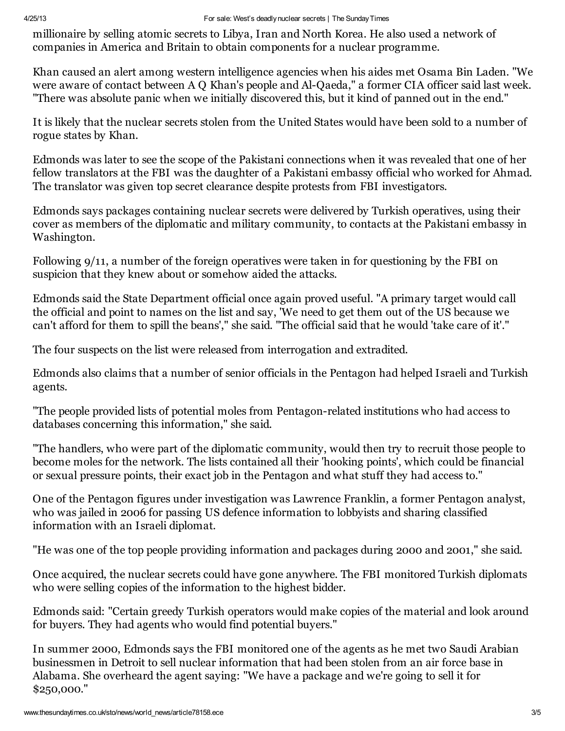millionaire by selling atomic secrets to Libya, Iran and North Korea. He also used a network of companies in America and Britain to obtain components for a nuclear programme.

Khan caused an alert among western intelligence agencies when his aides met Osama Bin Laden. "We were aware of contact between A Q Khan's people and Al-Qaeda," a former CIA officer said last week. "There was absolute panic when we initially discovered this, but it kind of panned out in the end."

It is likely that the nuclear secrets stolen from the United States would have been sold to a number of rogue states by Khan.

Edmonds was later to see the scope of the Pakistani connections when it was revealed that one of her fellow translators at the FBI was the daughter of a Pakistani embassy official who worked for Ahmad. The translator was given top secret clearance despite protests from FBI investigators.

Edmonds says packages containing nuclear secrets were delivered by Turkish operatives, using their cover as members of the diplomatic and military community, to contacts at the Pakistani embassy in Washington.

Following 9/11, a number of the foreign operatives were taken in for questioning by the FBI on suspicion that they knew about or somehow aided the attacks.

Edmonds said the State Department official once again proved useful. "A primary target would call the official and point to names on the list and say, 'We need to get them out of the US because we can't afford for them to spill the beans'," she said. "The official said that he would 'take care of it'."

The four suspects on the list were released from interrogation and extradited.

Edmonds also claims that a number of senior officials in the Pentagon had helped Israeli and Turkish agents.

"The people provided lists of potential moles from Pentagon-related institutions who had access to databases concerning this information," she said.

"The handlers, who were part of the diplomatic community, would then try to recruit those people to become moles for the network. The lists contained all their 'hooking points', which could be financial or sexual pressure points, their exact job in the Pentagon and what stuff they had access to."

One of the Pentagon figures under investigation was Lawrence Franklin, a former Pentagon analyst, who was jailed in 2006 for passing US defence information to lobbyists and sharing classified information with an Israeli diplomat.

"He was one of the top people providing information and packages during 2000 and 2001," she said.

Once acquired, the nuclear secrets could have gone anywhere. The FBI monitored Turkish diplomats who were selling copies of the information to the highest bidder.

Edmonds said: "Certain greedy Turkish operators would make copies of the material and look around for buyers. They had agents who would find potential buyers."

In summer 2000, Edmonds says the FBI monitored one of the agents as he met two Saudi Arabian businessmen in Detroit to sell nuclear information that had been stolen from an air force base in Alabama. She overheard the agent saying: "We have a package and we're going to sell it for $250,000."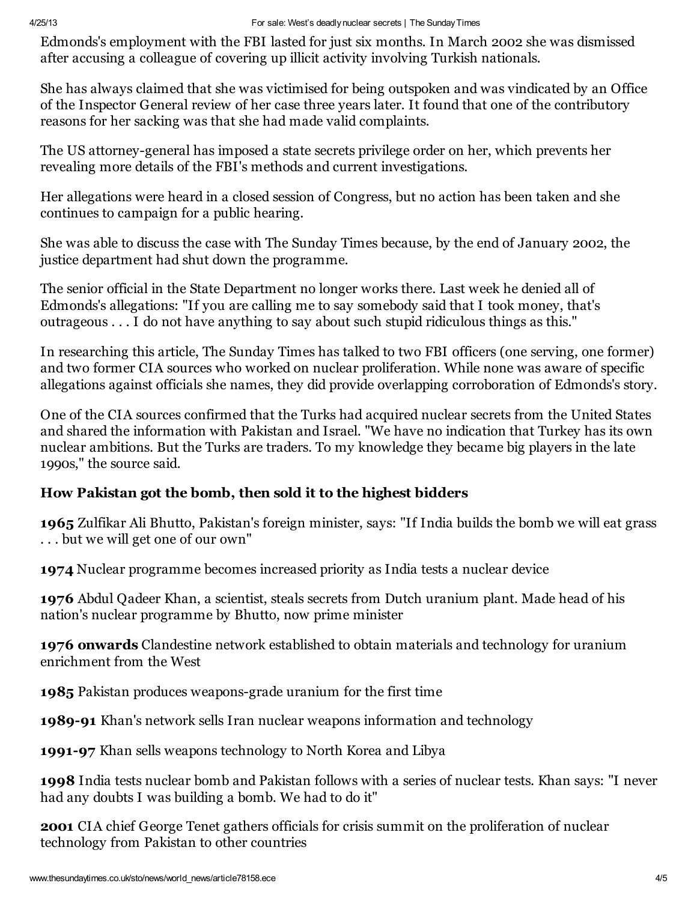Edmonds's employment with the FBI lasted for just six months. In March 2002 she was dismissed after accusing a colleague of covering up illicit activity involving Turkish nationals.

She has always claimed that she was victimised for being outspoken and was vindicated by an Office of the Inspector General review of her case three years later. It found that one of the contributory reasons for her sacking was that she had made valid complaints.

The US attorney-general has imposed a state secrets privilege order on her, which prevents her revealing more details of the FBI's methods and current investigations.

Her allegations were heard in a closed session of Congress, but no action has been taken and she continues to campaign for a public hearing.

She was able to discuss the case with The Sunday Times because, by the end of January 2002, the justice department had shut down the programme.

The senior official in the State Department no longer works there. Last week he denied all of Edmonds's allegations: "If you are calling me to say somebody said that I took money, that's outrageous . . . I do not have anything to say about such stupid ridiculous things as this."

In researching this article, The Sunday Times has talked to two FBI officers (one serving, one former) and two former CIA sources who worked on nuclear proliferation. While none was aware of specific allegations against officials she names, they did provide overlapping corroboration of Edmonds's story.

One of the CIA sources confirmed that the Turks had acquired nuclear secrets from the United States and shared the information with Pakistan and Israel. "We have no indication that Turkey has its own nuclear ambitions. But the Turks are traders. To my knowledge they became big players in the late 1990s," the source said.

### How Pakistan got the bomb, then sold it to the highest bidders

**1965** Zulfikar Ali Bhutto, Pakistan's foreign minister, says: "If India builds the bomb we will eat grass . . . but we will get one of our own"

**1974** Nuclear programme becomes increased priority as India tests a nuclear device

**1976** Abdul Qadeer Khan, a scientist, steals secrets from Dutch uranium plant. Made head of his nation's nuclear programme by Bhutto, now prime minister

**1976 onwards** Clandestine network established to obtain materials and technology for uranium enrichment from the West

**1985** Pakistan produces weapons-grade uranium for the first time

**1989-91** Khan's network sells Iran nuclear weapons information and technology

**1991-97** Khan sells weapons technology to North Korea and Libya

**1998** India tests nuclear bomb and Pakistan follows with a series of nuclear tests. Khan says: "I never had any doubts I was building a bomb. We had to do it"

**2001** CIA chief George Tenet gathers officials for crisis summit on the proliferation of nuclear technology from Pakistan to other countries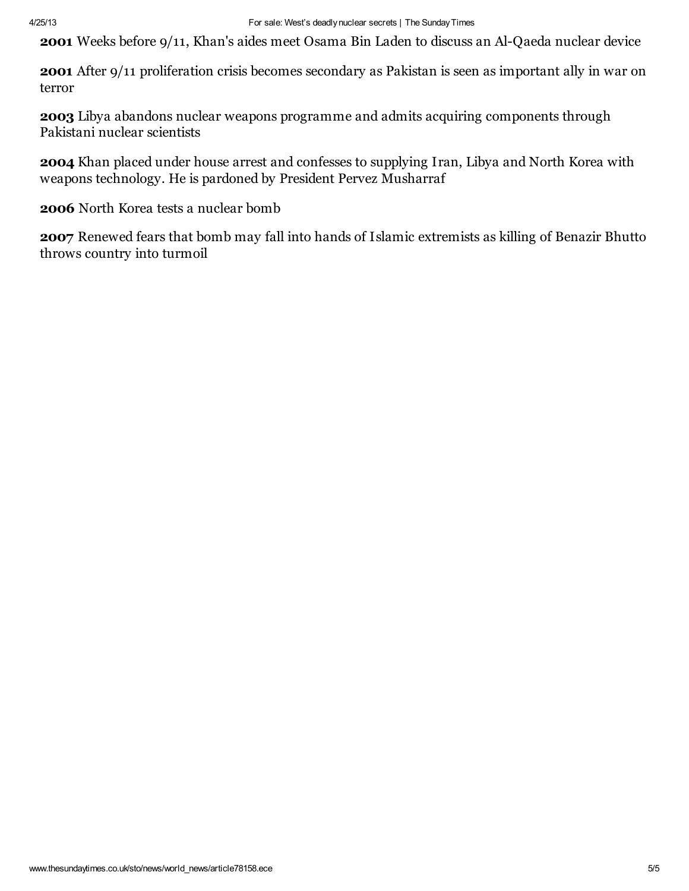**2001** Weeks before 9/11, Khan's aides meet Osama Bin Laden to discuss an Al-Qaeda nuclear device

**2001** After 9/11 proliferation crisis becomes secondary as Pakistan is seen as important ally in war on terror

**2003** Libya abandons nuclear weapons programme and admits acquiring components through Pakistani nuclear scientists

**2004** Khan placed under house arrest and confesses to supplying Iran, Libya and North Korea with weapons technology. He is pardoned by President Pervez Musharraf

**2006** North Korea tests a nuclear bomb

**2007** Renewed fears that bomb may fall into hands of Islamic extremists as killing of Benazir Bhutto throws country into turmoil